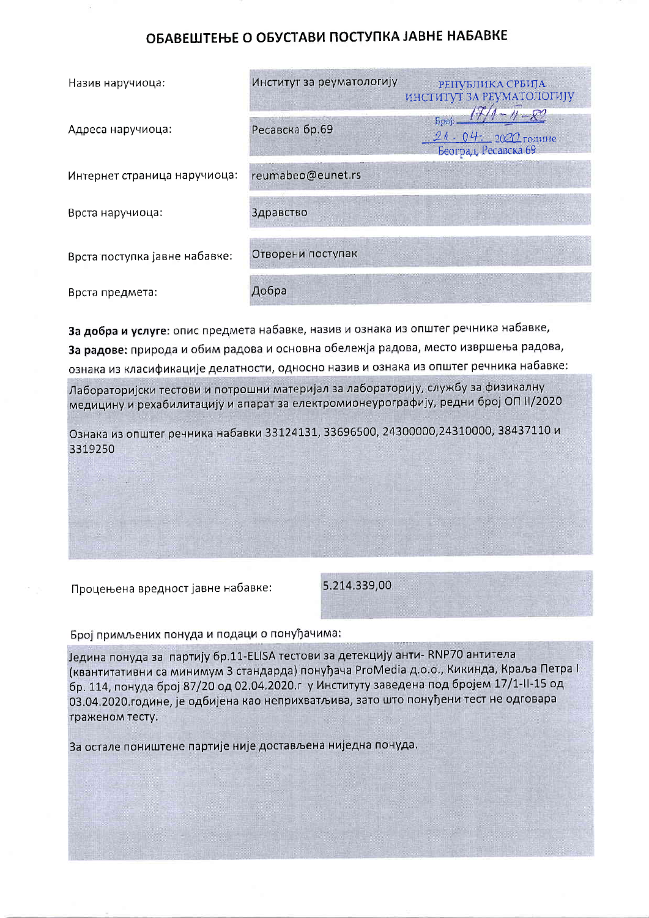# ОБАВЕШТЕЊЕ О ОБУСТАВИ ПОСТУПКА ЈАВНЕ НАБАВКЕ

| | |
|---|---|
| Назив наручиоца: | Институт за реуматологију |
| Адреса наручиоца: | Ресавска бр.69 |
| Интернет страница наручиоца: | reumabeo@eunet.rs |
| Врста наручиоца: | Здравство |
| Врста поступка јавне набавке: | Отворени поступак |
| Врста предмета: | Добра |

РЕПУБЛИКА СРБИЈА
ИНСТИТУТ ЗА РЕУМАТОЛОГИЈУ
Број: 17/1-II-80
21.04. 2020 године
Београд, Ресавска 69

**За добра и услуге:** опис предмета набавке, назив и ознака из општег речника набавке,
**За радове:** природа и обим радова и основна обележја радова, место извршења радова, ознака из класификације делатности, односно назив и ознака из општег речника набавке:

Лабораторијски тестови и потрошни материјал за лабораторију, службу за физикалну медицину и рехабилитацију и апарат за електромионеурографију, редни број ОП II/2020

Ознака из општег речника набавки 33124131, 33696500, 24300000,24310000, 38437110 и 3319250

| | |
|---|---|
| Процењена вредност јавне набавке: | 5.214.339,00 |

Број примљених понуда и подаци о понуђачима:

Једина понуда за партију бр.11-ELISA тестови за детекцију анти- RNP70 антитела (квантитативни са минимум 3 стандарда) понуђача ProMedia д.о.о., Кикинда, Краља Петра I бр. 114, понуда број 87/20 од 02.04.2020.г у Институту заведена под бројем 17/1-II-15 од 03.04.2020.године, је одбијена као неприхватљива, зато што понуђени тест не одговара траженом тесту.

За остале поништене партије није достављена ниједна понуда.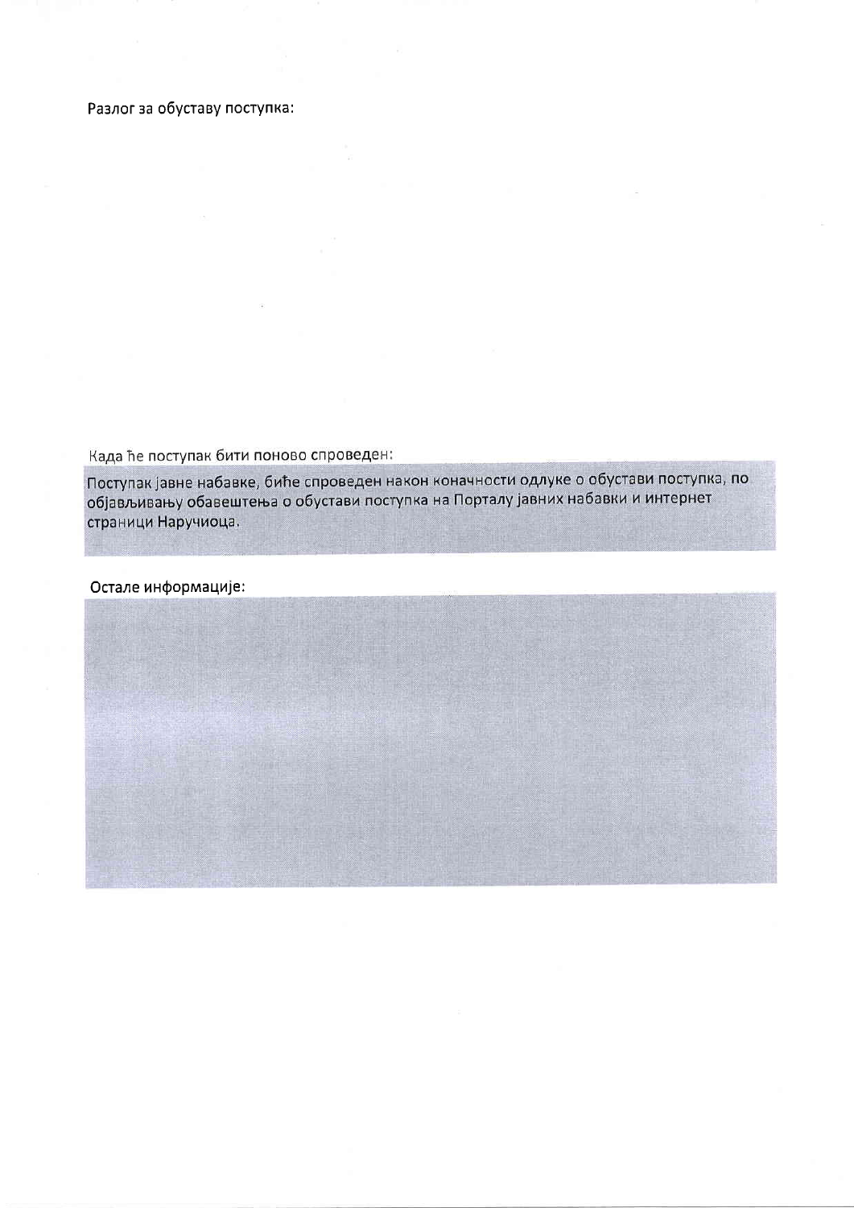Разлог за обуставу поступка:

Када ће поступак бити поново спроведен:

Поступак јавне набавке, биће спроведен након коначности одлуке о обустави поступка, по објављивању обавештења о обустави поступка на Порталу јавних набавки и интернет страници Наручиоца.

Остале информације: